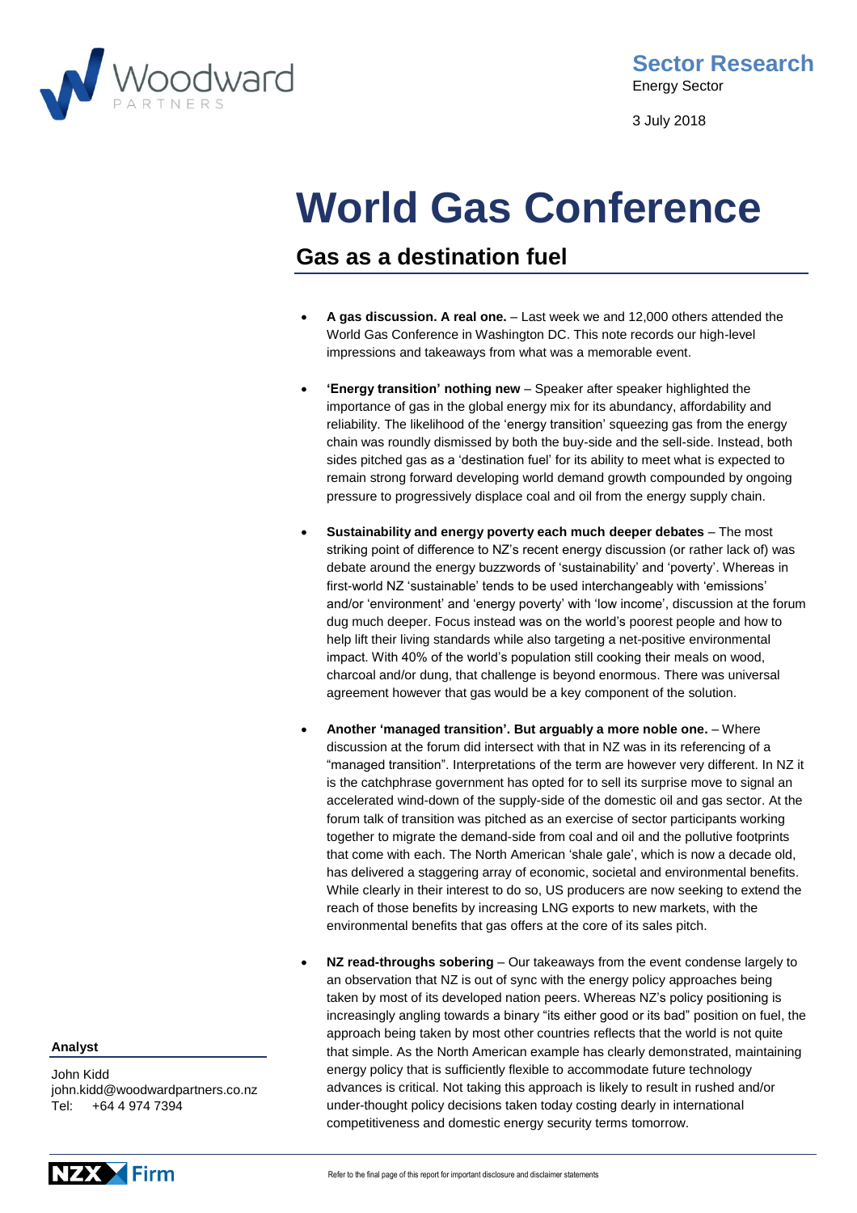Woodward PARTNERS

**Sector Research**
Energy Sector

3 July 2018

# World Gas Conference

## Gas as a destination fuel

- **A gas discussion. A real one.** – Last week we and 12,000 others attended the World Gas Conference in Washington DC. This note records our high-level impressions and takeaways from what was a memorable event.

- **'Energy transition' nothing new** – Speaker after speaker highlighted the importance of gas in the global energy mix for its abundancy, affordability and reliability. The likelihood of the 'energy transition' squeezing gas from the energy chain was roundly dismissed by both the buy-side and the sell-side. Instead, both sides pitched gas as a 'destination fuel' for its ability to meet what is expected to remain strong forward developing world demand growth compounded by ongoing pressure to progressively displace coal and oil from the energy supply chain.

- **Sustainability and energy poverty each much deeper debates** – The most striking point of difference to NZ's recent energy discussion (or rather lack of) was debate around the energy buzzwords of 'sustainability' and 'poverty'. Whereas in first-world NZ 'sustainable' tends to be used interchangeably with 'emissions' and/or 'environment' and 'energy poverty' with 'low income', discussion at the forum dug much deeper. Focus instead was on the world's poorest people and how to help lift their living standards while also targeting a net-positive environmental impact. With 40% of the world's population still cooking their meals on wood, charcoal and/or dung, that challenge is beyond enormous. There was universal agreement however that gas would be a key component of the solution.

- **Another 'managed transition'. But arguably a more noble one.** – Where discussion at the forum did intersect with that in NZ was in its referencing of a "managed transition". Interpretations of the term are however very different. In NZ it is the catchphrase government has opted for to sell its surprise move to signal an accelerated wind-down of the supply-side of the domestic oil and gas sector. At the forum talk of transition was pitched as an exercise of sector participants working together to migrate the demand-side from coal and oil and the pollutive footprints that come with each. The North American 'shale gale', which is now a decade old, has delivered a staggering array of economic, societal and environmental benefits. While clearly in their interest to do so, US producers are now seeking to extend the reach of those benefits by increasing LNG exports to new markets, with the environmental benefits that gas offers at the core of its sales pitch.

- **NZ read-throughs sobering** – Our takeaways from the event condense largely to an observation that NZ is out of sync with the energy policy approaches being taken by most of its developed nation peers. Whereas NZ's policy positioning is increasingly angling towards a binary "its either good or its bad" position on fuel, the approach being taken by most other countries reflects that the world is not quite that simple. As the North American example has clearly demonstrated, maintaining energy policy that is sufficiently flexible to accommodate future technology advances is critical. Not taking this approach is likely to result in rushed and/or under-thought policy decisions taken today costing dearly in international competitiveness and domestic energy security terms tomorrow.

**Analyst**

John Kidd
john.kidd@woodwardpartners.co.nz
Tel: +64 4 974 7394

NZX Firm

Refer to the final page of this report for important disclosure and disclaimer statements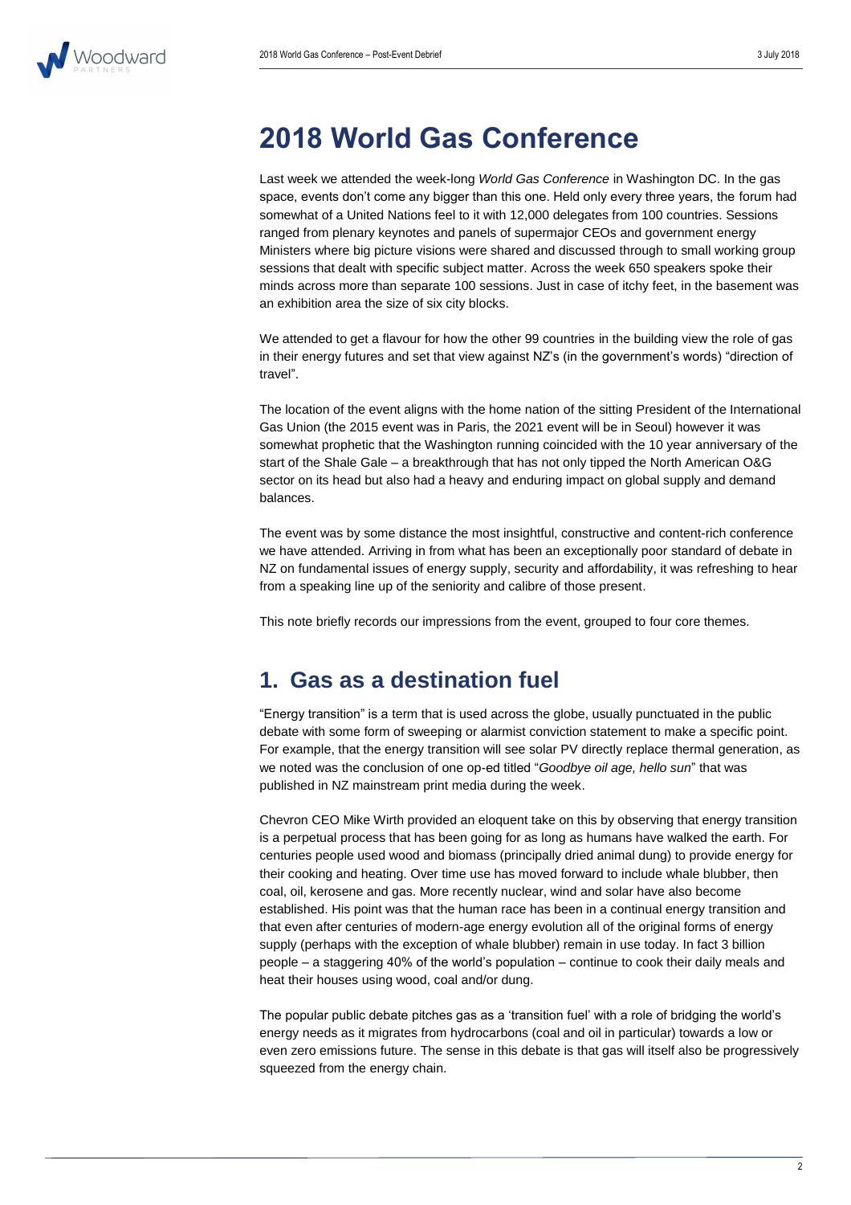# 2018 World Gas Conference

Last week we attended the week-long *World Gas Conference* in Washington DC. In the gas space, events don't come any bigger than this one. Held only every three years, the forum had somewhat of a United Nations feel to it with 12,000 delegates from 100 countries. Sessions ranged from plenary keynotes and panels of supermajor CEOs and government energy Ministers where big picture visions were shared and discussed through to small working group sessions that dealt with specific subject matter. Across the week 650 speakers spoke their minds across more than separate 100 sessions. Just in case of itchy feet, in the basement was an exhibition area the size of six city blocks.

We attended to get a flavour for how the other 99 countries in the building view the role of gas in their energy futures and set that view against NZ's (in the government's words) "direction of travel".

The location of the event aligns with the home nation of the sitting President of the International Gas Union (the 2015 event was in Paris, the 2021 event will be in Seoul) however it was somewhat prophetic that the Washington running coincided with the 10 year anniversary of the start of the Shale Gale – a breakthrough that has not only tipped the North American O&G sector on its head but also had a heavy and enduring impact on global supply and demand balances.

The event was by some distance the most insightful, constructive and content-rich conference we have attended. Arriving in from what has been an exceptionally poor standard of debate in NZ on fundamental issues of energy supply, security and affordability, it was refreshing to hear from a speaking line up of the seniority and calibre of those present.

This note briefly records our impressions from the event, grouped to four core themes.

## 1. Gas as a destination fuel

"Energy transition" is a term that is used across the globe, usually punctuated in the public debate with some form of sweeping or alarmist conviction statement to make a specific point. For example, that the energy transition will see solar PV directly replace thermal generation, as we noted was the conclusion of one op-ed titled "*Goodbye oil age, hello sun*" that was published in NZ mainstream print media during the week.

Chevron CEO Mike Wirth provided an eloquent take on this by observing that energy transition is a perpetual process that has been going for as long as humans have walked the earth. For centuries people used wood and biomass (principally dried animal dung) to provide energy for their cooking and heating. Over time use has moved forward to include whale blubber, then coal, oil, kerosene and gas. More recently nuclear, wind and solar have also become established. His point was that the human race has been in a continual energy transition and that even after centuries of modern-age energy evolution all of the original forms of energy supply (perhaps with the exception of whale blubber) remain in use today. In fact 3 billion people – a staggering 40% of the world's population – continue to cook their daily meals and heat their houses using wood, coal and/or dung.

The popular public debate pitches gas as a 'transition fuel' with a role of bridging the world's energy needs as it migrates from hydrocarbons (coal and oil in particular) towards a low or even zero emissions future. The sense in this debate is that gas will itself also be progressively squeezed from the energy chain.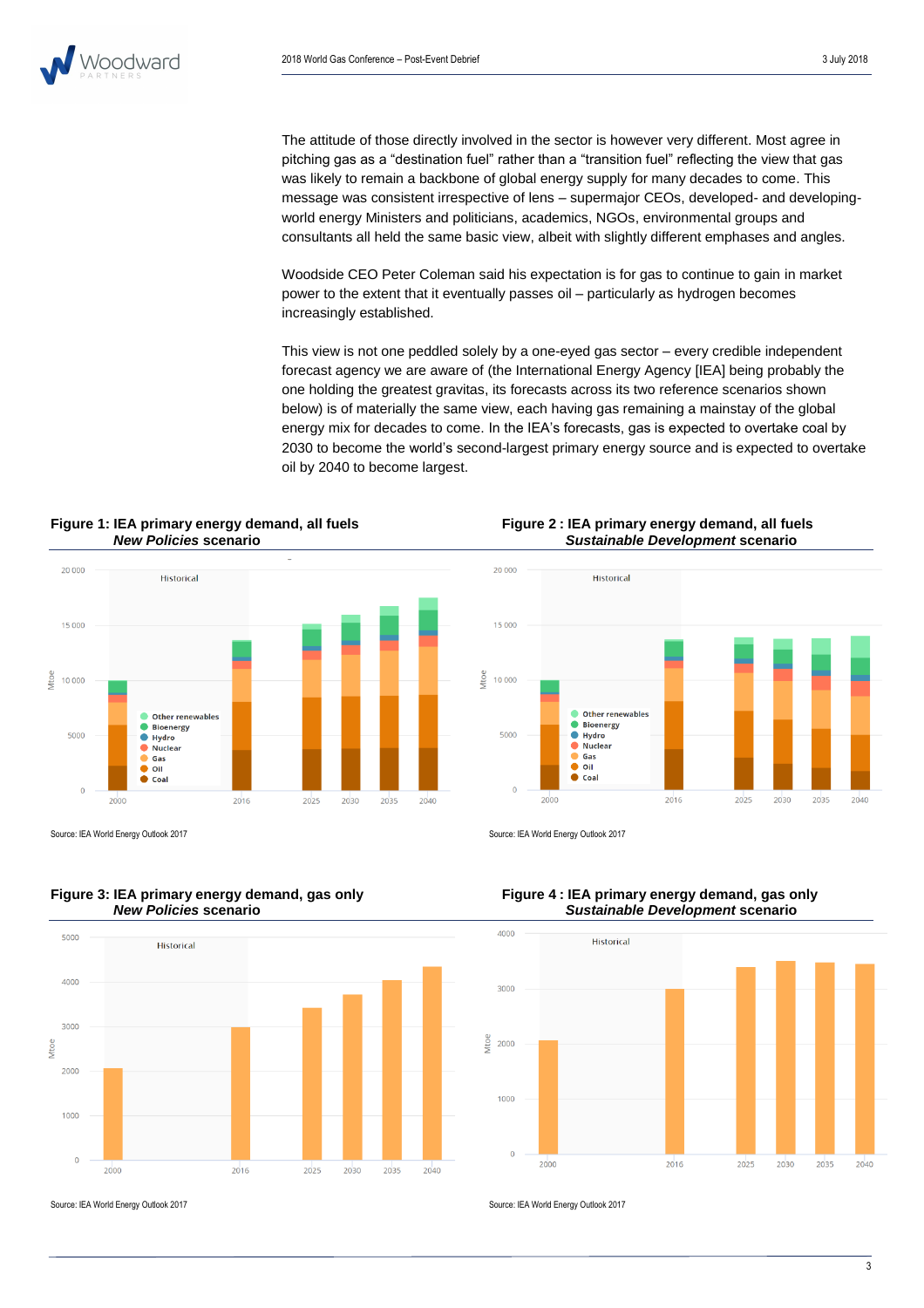The attitude of those directly involved in the sector is however very different. Most agree in pitching gas as a "destination fuel" rather than a "transition fuel" reflecting the view that gas was likely to remain a backbone of global energy supply for many decades to come. This message was consistent irrespective of lens – supermajor CEOs, developed- and developing-world energy Ministers and politicians, academics, NGOs, environmental groups and consultants all held the same basic view, albeit with slightly different emphases and angles.

Woodside CEO Peter Coleman said his expectation is for gas to continue to gain in market power to the extent that it eventually passes oil – particularly as hydrogen becomes increasingly established.

This view is not one peddled solely by a one-eyed gas sector – every credible independent forecast agency we are aware of (the International Energy Agency [IEA] being probably the one holding the greatest gravitas, its forecasts across its two reference scenarios shown below) is of materially the same view, each having gas remaining a mainstay of the global energy mix for decades to come. In the IEA's forecasts, gas is expected to overtake coal by 2030 to become the world's second-largest primary energy source and is expected to overtake oil by 2040 to become largest.

**Figure 1: IEA primary energy demand, all fuels**
***New Policies* scenario**

Source: IEA World Energy Outlook 2017

**Figure 2 : IEA primary energy demand, all fuels**
***Sustainable Development* scenario**

Source: IEA World Energy Outlook 2017

**Figure 3: IEA primary energy demand, gas only**
***New Policies* scenario**

Source: IEA World Energy Outlook 2017

**Figure 4 : IEA primary energy demand, gas only**
***Sustainable Development* scenario**

Source: IEA World Energy Outlook 2017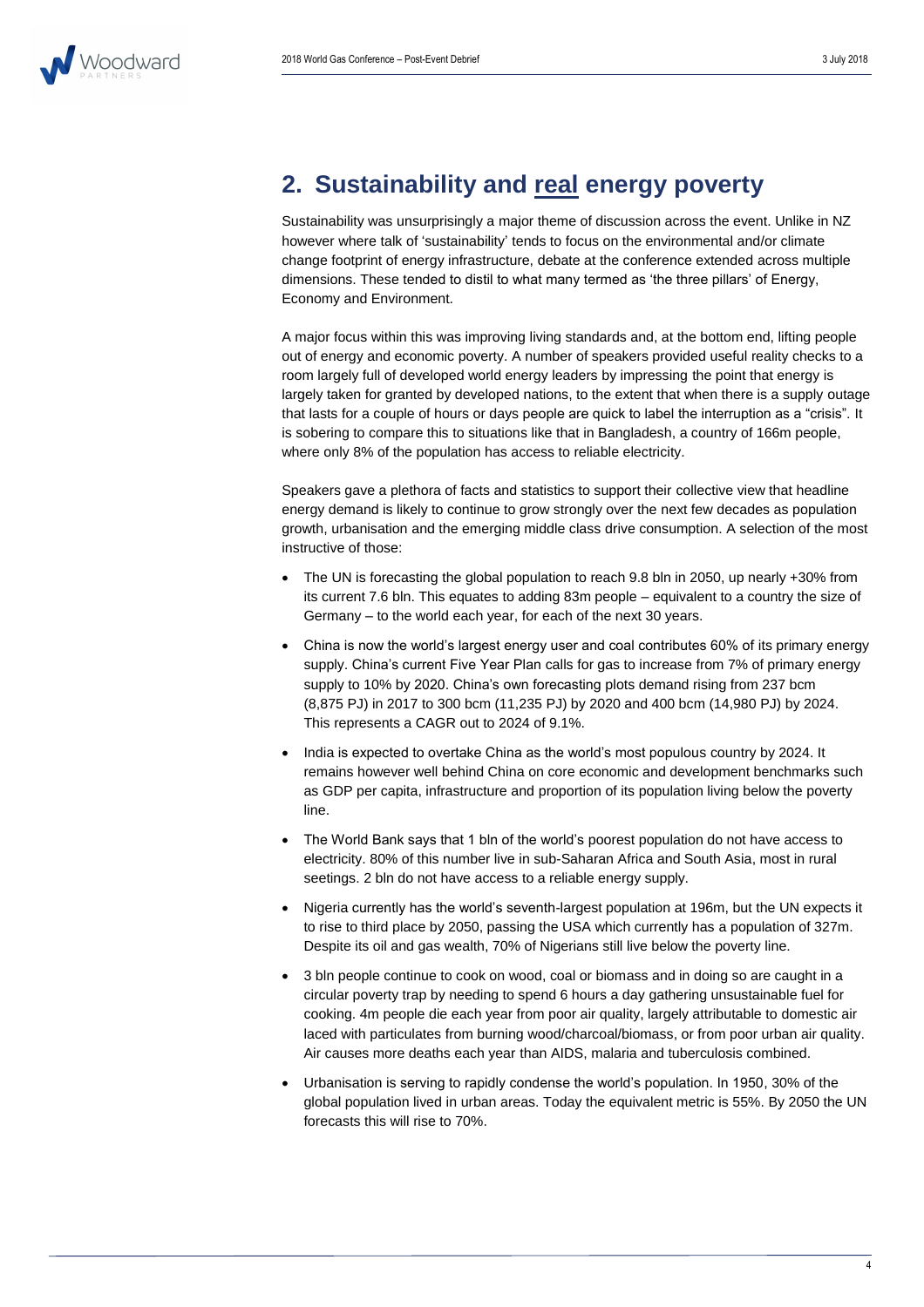## 2. Sustainability and real energy poverty

Sustainability was unsurprisingly a major theme of discussion across the event. Unlike in NZ however where talk of 'sustainability' tends to focus on the environmental and/or climate change footprint of energy infrastructure, debate at the conference extended across multiple dimensions. These tended to distil to what many termed as 'the three pillars' of Energy, Economy and Environment.

A major focus within this was improving living standards and, at the bottom end, lifting people out of energy and economic poverty. A number of speakers provided useful reality checks to a room largely full of developed world energy leaders by impressing the point that energy is largely taken for granted by developed nations, to the extent that when there is a supply outage that lasts for a couple of hours or days people are quick to label the interruption as a "crisis". It is sobering to compare this to situations like that in Bangladesh, a country of 166m people, where only 8% of the population has access to reliable electricity.

Speakers gave a plethora of facts and statistics to support their collective view that headline energy demand is likely to continue to grow strongly over the next few decades as population growth, urbanisation and the emerging middle class drive consumption. A selection of the most instructive of those:

- The UN is forecasting the global population to reach 9.8 bln in 2050, up nearly +30% from its current 7.6 bln. This equates to adding 83m people – equivalent to a country the size of Germany – to the world each year, for each of the next 30 years.
- China is now the world's largest energy user and coal contributes 60% of its primary energy supply. China's current Five Year Plan calls for gas to increase from 7% of primary energy supply to 10% by 2020. China's own forecasting plots demand rising from 237 bcm (8,875 PJ) in 2017 to 300 bcm (11,235 PJ) by 2020 and 400 bcm (14,980 PJ) by 2024. This represents a CAGR out to 2024 of 9.1%.
- India is expected to overtake China as the world's most populous country by 2024. It remains however well behind China on core economic and development benchmarks such as GDP per capita, infrastructure and proportion of its population living below the poverty line.
- The World Bank says that 1 bln of the world's poorest population do not have access to electricity. 80% of this number live in sub-Saharan Africa and South Asia, most in rural seetings. 2 bln do not have access to a reliable energy supply.
- Nigeria currently has the world's seventh-largest population at 196m, but the UN expects it to rise to third place by 2050, passing the USA which currently has a population of 327m. Despite its oil and gas wealth, 70% of Nigerians still live below the poverty line.
- 3 bln people continue to cook on wood, coal or biomass and in doing so are caught in a circular poverty trap by needing to spend 6 hours a day gathering unsustainable fuel for cooking. 4m people die each year from poor air quality, largely attributable to domestic air laced with particulates from burning wood/charcoal/biomass, or from poor urban air quality. Air causes more deaths each year than AIDS, malaria and tuberculosis combined.
- Urbanisation is serving to rapidly condense the world's population. In 1950, 30% of the global population lived in urban areas. Today the equivalent metric is 55%. By 2050 the UN forecasts this will rise to 70%.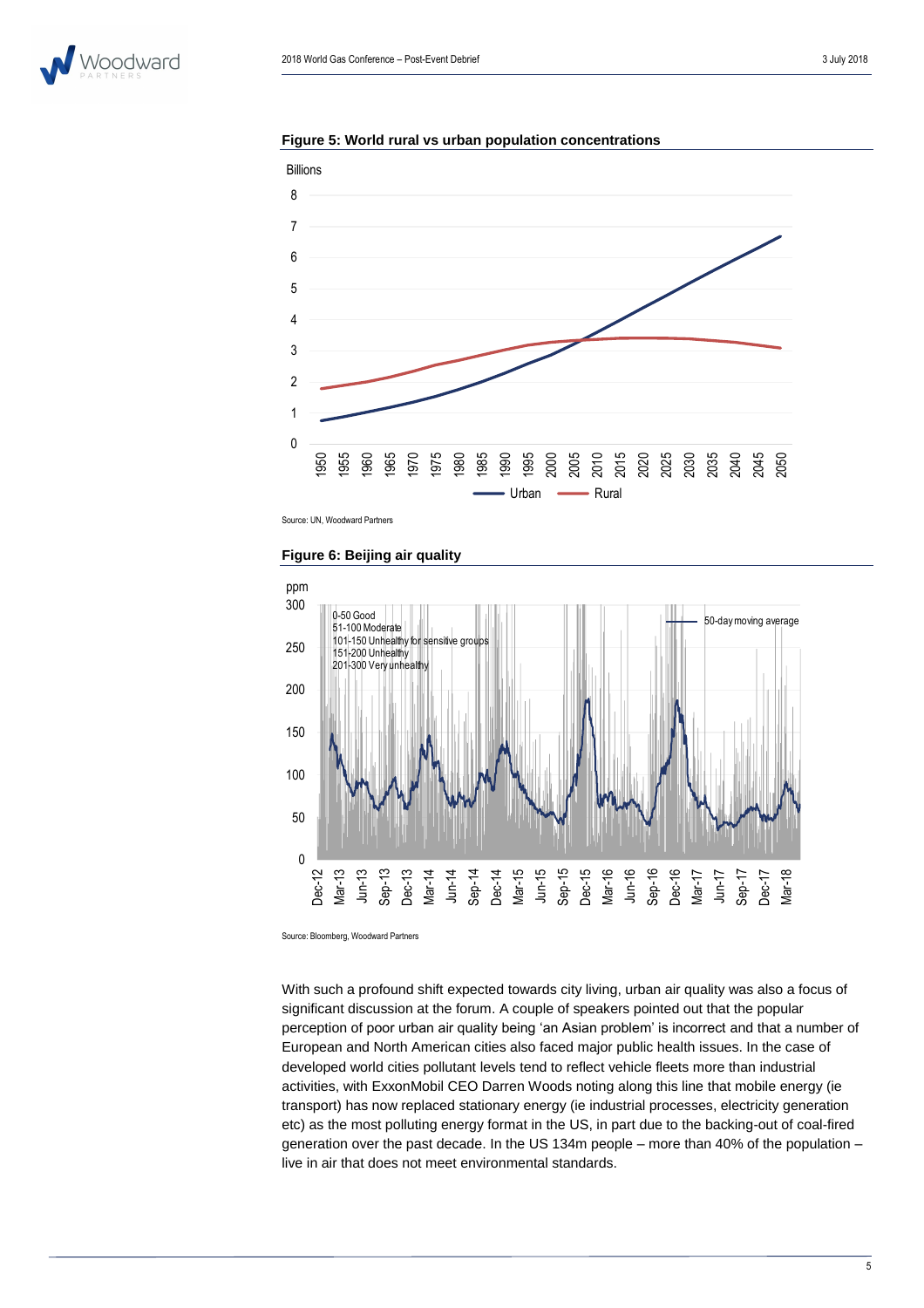**Figure 5: World rural vs urban population concentrations**

Source: UN, Woodward Partners

**Figure 6: Beijing air quality**

Source: Bloomberg, Woodward Partners

With such a profound shift expected towards city living, urban air quality was also a focus of significant discussion at the forum. A couple of speakers pointed out that the popular perception of poor urban air quality being 'an Asian problem' is incorrect and that a number of European and North American cities also faced major public health issues. In the case of developed world cities pollutant levels tend to reflect vehicle fleets more than industrial activities, with ExxonMobil CEO Darren Woods noting along this line that mobile energy (ie transport) has now replaced stationary energy (ie industrial processes, electricity generation etc) as the most polluting energy format in the US, in part due to the backing-out of coal-fired generation over the past decade. In the US 134m people – more than 40% of the population – live in air that does not meet environmental standards.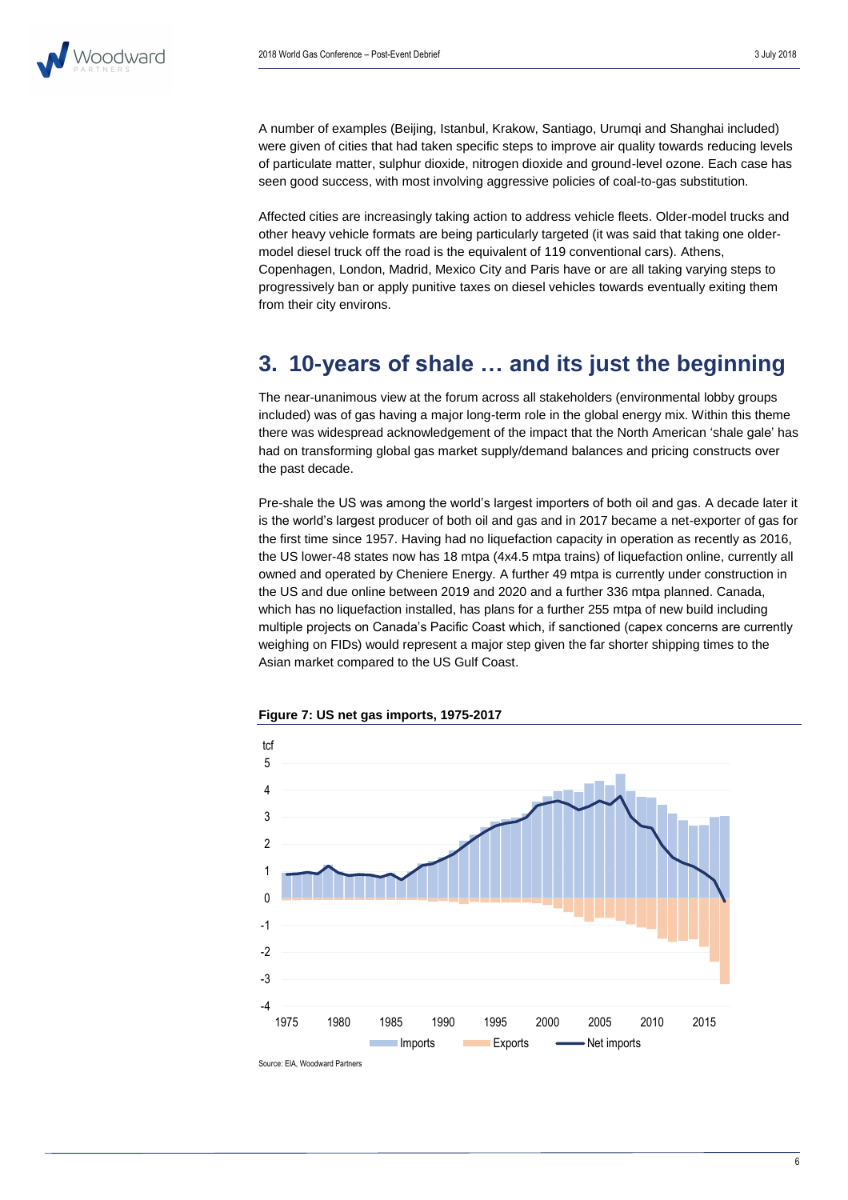A number of examples (Beijing, Istanbul, Krakow, Santiago, Urumqi and Shanghai included) were given of cities that had taken specific steps to improve air quality towards reducing levels of particulate matter, sulphur dioxide, nitrogen dioxide and ground-level ozone. Each case has seen good success, with most involving aggressive policies of coal-to-gas substitution.

Affected cities are increasingly taking action to address vehicle fleets. Older-model trucks and other heavy vehicle formats are being particularly targeted (it was said that taking one older-model diesel truck off the road is the equivalent of 119 conventional cars). Athens, Copenhagen, London, Madrid, Mexico City and Paris have or are all taking varying steps to progressively ban or apply punitive taxes on diesel vehicles towards eventually exiting them from their city environs.

## 3. 10-years of shale … and its just the beginning

The near-unanimous view at the forum across all stakeholders (environmental lobby groups included) was of gas having a major long-term role in the global energy mix. Within this theme there was widespread acknowledgement of the impact that the North American 'shale gale' has had on transforming global gas market supply/demand balances and pricing constructs over the past decade.

Pre-shale the US was among the world's largest importers of both oil and gas. A decade later it is the world's largest producer of both oil and gas and in 2017 became a net-exporter of gas for the first time since 1957. Having had no liquefaction capacity in operation as recently as 2016, the US lower-48 states now has 18 mtpa (4x4.5 mtpa trains) of liquefaction online, currently all owned and operated by Cheniere Energy. A further 49 mtpa is currently under construction in the US and due online between 2019 and 2020 and a further 336 mtpa planned. Canada, which has no liquefaction installed, has plans for a further 255 mtpa of new build including multiple projects on Canada's Pacific Coast which, if sanctioned (capex concerns are currently weighing on FIDs) would represent a major step given the far shorter shipping times to the Asian market compared to the US Gulf Coast.

**Figure 7: US net gas imports, 1975-2017**

Source: EIA, Woodward Partners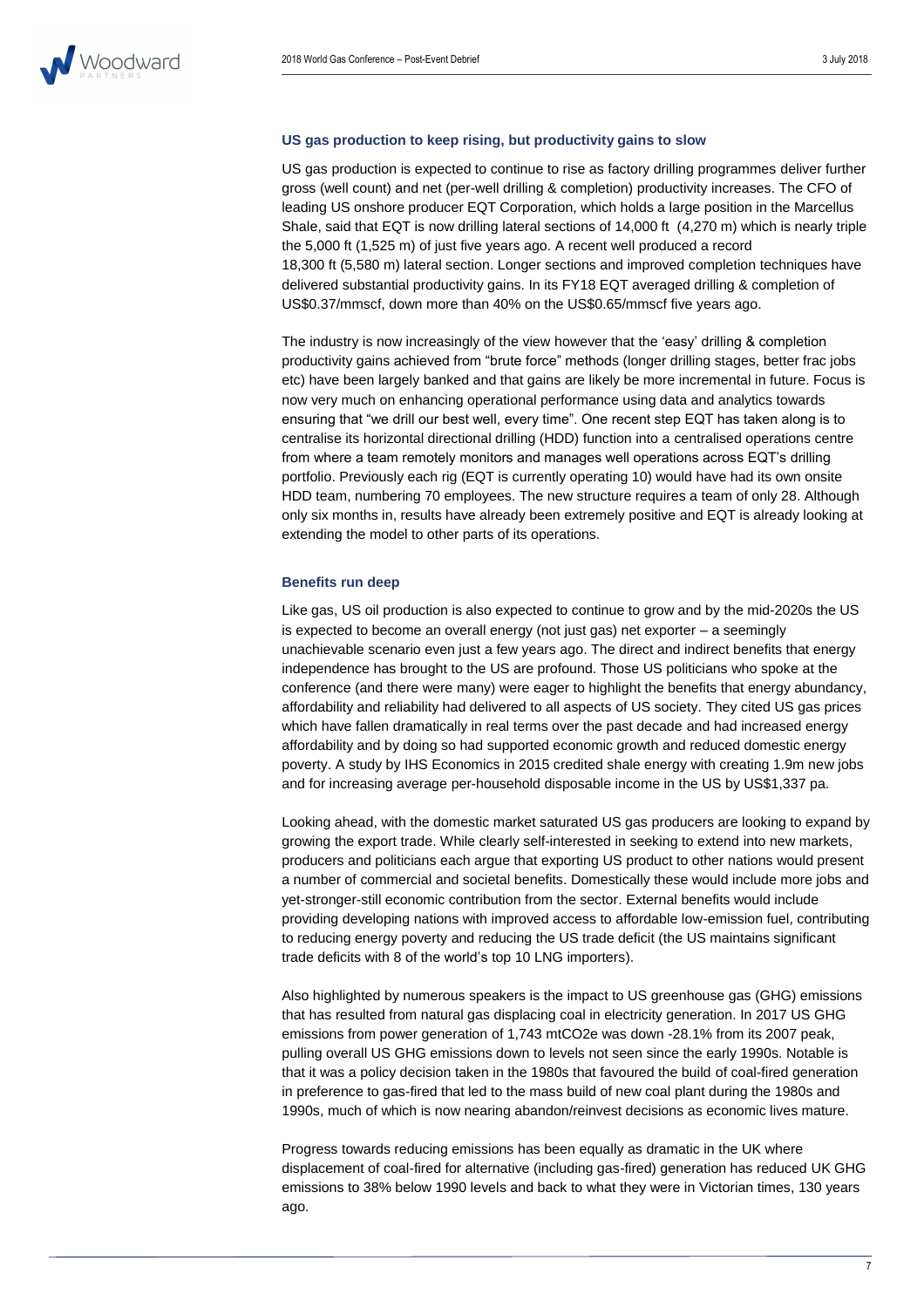### US gas production to keep rising, but productivity gains to slow

US gas production is expected to continue to rise as factory drilling programmes deliver further gross (well count) and net (per-well drilling & completion) productivity increases. The CFO of leading US onshore producer EQT Corporation, which holds a large position in the Marcellus Shale, said that EQT is now drilling lateral sections of 14,000 ft (4,270 m) which is nearly triple the 5,000 ft (1,525 m) of just five years ago. A recent well produced a record 18,300 ft (5,580 m) lateral section. Longer sections and improved completion techniques have delivered substantial productivity gains. In its FY18 EQT averaged drilling & completion of US$0.37/mmscf, down more than 40% on the US$0.65/mmscf five years ago.

The industry is now increasingly of the view however that the 'easy' drilling & completion productivity gains achieved from "brute force" methods (longer drilling stages, better frac jobs etc) have been largely banked and that gains are likely be more incremental in future. Focus is now very much on enhancing operational performance using data and analytics towards ensuring that "we drill our best well, every time". One recent step EQT has taken along is to centralise its horizontal directional drilling (HDD) function into a centralised operations centre from where a team remotely monitors and manages well operations across EQT's drilling portfolio. Previously each rig (EQT is currently operating 10) would have had its own onsite HDD team, numbering 70 employees. The new structure requires a team of only 28. Although only six months in, results have already been extremely positive and EQT is already looking at extending the model to other parts of its operations.

### Benefits run deep

Like gas, US oil production is also expected to continue to grow and by the mid-2020s the US is expected to become an overall energy (not just gas) net exporter – a seemingly unachievable scenario even just a few years ago. The direct and indirect benefits that energy independence has brought to the US are profound. Those US politicians who spoke at the conference (and there were many) were eager to highlight the benefits that energy abundancy, affordability and reliability had delivered to all aspects of US society. They cited US gas prices which have fallen dramatically in real terms over the past decade and had increased energy affordability and by doing so had supported economic growth and reduced domestic energy poverty. A study by IHS Economics in 2015 credited shale energy with creating 1.9m new jobs and for increasing average per-household disposable income in the US by US$1,337 pa.

Looking ahead, with the domestic market saturated US gas producers are looking to expand by growing the export trade. While clearly self-interested in seeking to extend into new markets, producers and politicians each argue that exporting US product to other nations would present a number of commercial and societal benefits. Domestically these would include more jobs and yet-stronger-still economic contribution from the sector. External benefits would include providing developing nations with improved access to affordable low-emission fuel, contributing to reducing energy poverty and reducing the US trade deficit (the US maintains significant trade deficits with 8 of the world's top 10 LNG importers).

Also highlighted by numerous speakers is the impact to US greenhouse gas (GHG) emissions that has resulted from natural gas displacing coal in electricity generation. In 2017 US GHG emissions from power generation of 1,743 mtCO2e was down -28.1% from its 2007 peak, pulling overall US GHG emissions down to levels not seen since the early 1990s. Notable is that it was a policy decision taken in the 1980s that favoured the build of coal-fired generation in preference to gas-fired that led to the mass build of new coal plant during the 1980s and 1990s, much of which is now nearing abandon/reinvest decisions as economic lives mature.

Progress towards reducing emissions has been equally as dramatic in the UK where displacement of coal-fired for alternative (including gas-fired) generation has reduced UK GHG emissions to 38% below 1990 levels and back to what they were in Victorian times, 130 years ago.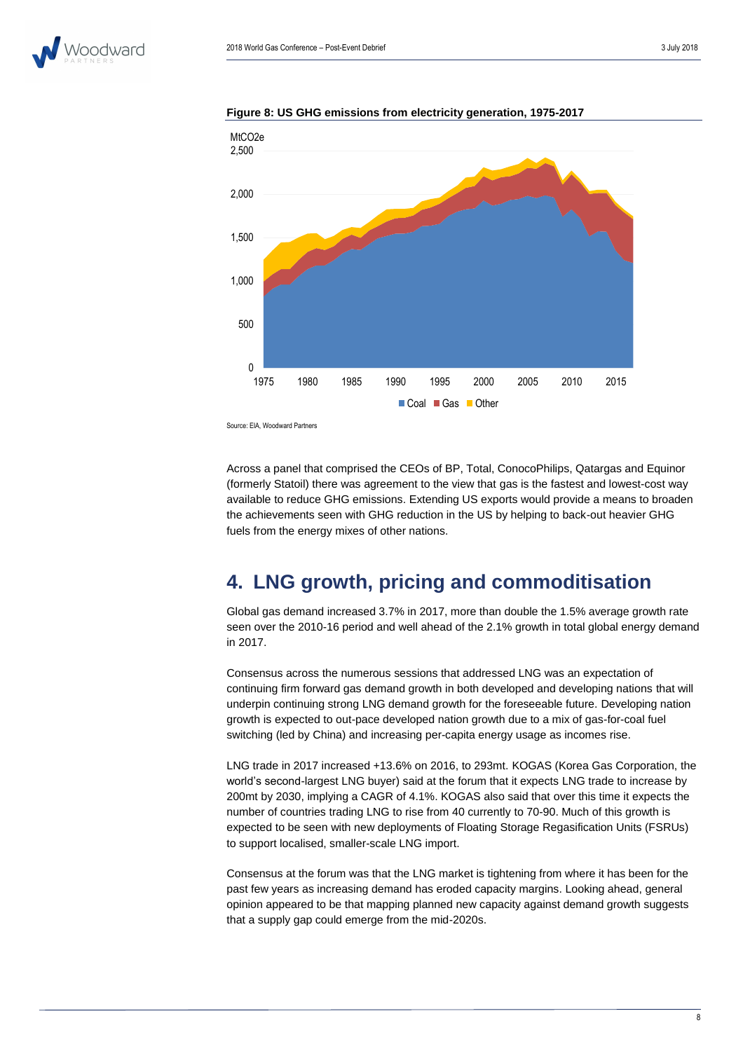**Figure 8: US GHG emissions from electricity generation, 1975-2017**

Source: EIA, Woodward Partners

Across a panel that comprised the CEOs of BP, Total, ConocoPhilips, Qatargas and Equinor (formerly Statoil) there was agreement to the view that gas is the fastest and lowest-cost way available to reduce GHG emissions. Extending US exports would provide a means to broaden the achievements seen with GHG reduction in the US by helping to back-out heavier GHG fuels from the energy mixes of other nations.

# 4. LNG growth, pricing and commoditisation

Global gas demand increased 3.7% in 2017, more than double the 1.5% average growth rate seen over the 2010-16 period and well ahead of the 2.1% growth in total global energy demand in 2017.

Consensus across the numerous sessions that addressed LNG was an expectation of continuing firm forward gas demand growth in both developed and developing nations that will underpin continuing strong LNG demand growth for the foreseeable future. Developing nation growth is expected to out-pace developed nation growth due to a mix of gas-for-coal fuel switching (led by China) and increasing per-capita energy usage as incomes rise.

LNG trade in 2017 increased +13.6% on 2016, to 293mt. KOGAS (Korea Gas Corporation, the world's second-largest LNG buyer) said at the forum that it expects LNG trade to increase by 200mt by 2030, implying a CAGR of 4.1%. KOGAS also said that over this time it expects the number of countries trading LNG to rise from 40 currently to 70-90. Much of this growth is expected to be seen with new deployments of Floating Storage Regasification Units (FSRUs) to support localised, smaller-scale LNG import.

Consensus at the forum was that the LNG market is tightening from where it has been for the past few years as increasing demand has eroded capacity margins. Looking ahead, general opinion appeared to be that mapping planned new capacity against demand growth suggests that a supply gap could emerge from the mid-2020s.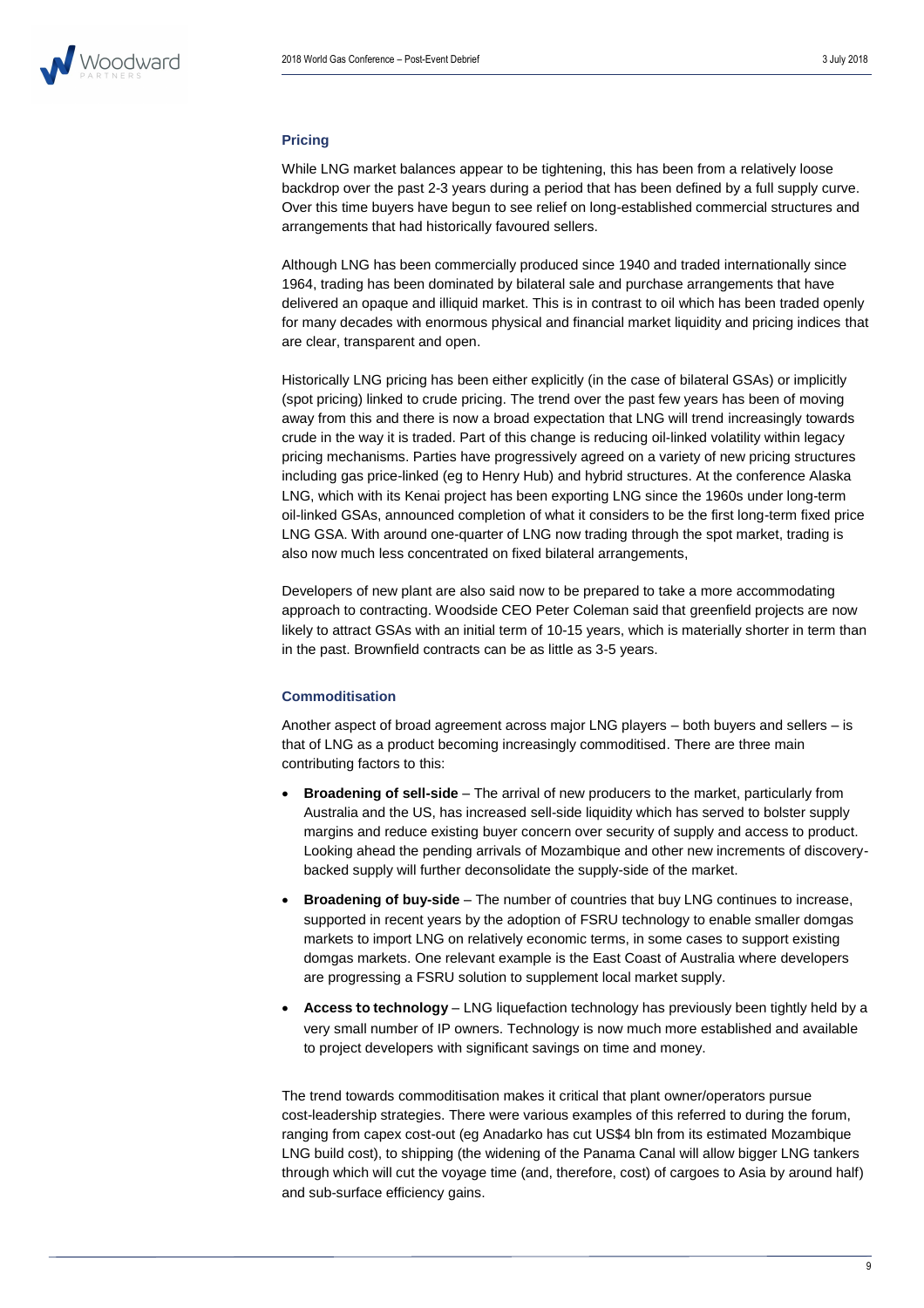### Pricing

While LNG market balances appear to be tightening, this has been from a relatively loose backdrop over the past 2-3 years during a period that has been defined by a full supply curve. Over this time buyers have begun to see relief on long-established commercial structures and arrangements that had historically favoured sellers.

Although LNG has been commercially produced since 1940 and traded internationally since 1964, trading has been dominated by bilateral sale and purchase arrangements that have delivered an opaque and illiquid market. This is in contrast to oil which has been traded openly for many decades with enormous physical and financial market liquidity and pricing indices that are clear, transparent and open.

Historically LNG pricing has been either explicitly (in the case of bilateral GSAs) or implicitly (spot pricing) linked to crude pricing. The trend over the past few years has been of moving away from this and there is now a broad expectation that LNG will trend increasingly towards crude in the way it is traded. Part of this change is reducing oil-linked volatility within legacy pricing mechanisms. Parties have progressively agreed on a variety of new pricing structures including gas price-linked (eg to Henry Hub) and hybrid structures. At the conference Alaska LNG, which with its Kenai project has been exporting LNG since the 1960s under long-term oil-linked GSAs, announced completion of what it considers to be the first long-term fixed price LNG GSA. With around one-quarter of LNG now trading through the spot market, trading is also now much less concentrated on fixed bilateral arrangements,

Developers of new plant are also said now to be prepared to take a more accommodating approach to contracting. Woodside CEO Peter Coleman said that greenfield projects are now likely to attract GSAs with an initial term of 10-15 years, which is materially shorter in term than in the past. Brownfield contracts can be as little as 3-5 years.

### Commoditisation

Another aspect of broad agreement across major LNG players – both buyers and sellers – is that of LNG as a product becoming increasingly commoditised. There are three main contributing factors to this:

- **Broadening of sell-side** – The arrival of new producers to the market, particularly from Australia and the US, has increased sell-side liquidity which has served to bolster supply margins and reduce existing buyer concern over security of supply and access to product. Looking ahead the pending arrivals of Mozambique and other new increments of discovery-backed supply will further deconsolidate the supply-side of the market.
- **Broadening of buy-side** – The number of countries that buy LNG continues to increase, supported in recent years by the adoption of FSRU technology to enable smaller domgas markets to import LNG on relatively economic terms, in some cases to support existing domgas markets. One relevant example is the East Coast of Australia where developers are progressing a FSRU solution to supplement local market supply.
- **Access to technology** – LNG liquefaction technology has previously been tightly held by a very small number of IP owners. Technology is now much more established and available to project developers with significant savings on time and money.

The trend towards commoditisation makes it critical that plant owner/operators pursue cost-leadership strategies. There were various examples of this referred to during the forum, ranging from capex cost-out (eg Anadarko has cut US$4 bln from its estimated Mozambique LNG build cost), to shipping (the widening of the Panama Canal will allow bigger LNG tankers through which will cut the voyage time (and, therefore, cost) of cargoes to Asia by around half) and sub-surface efficiency gains.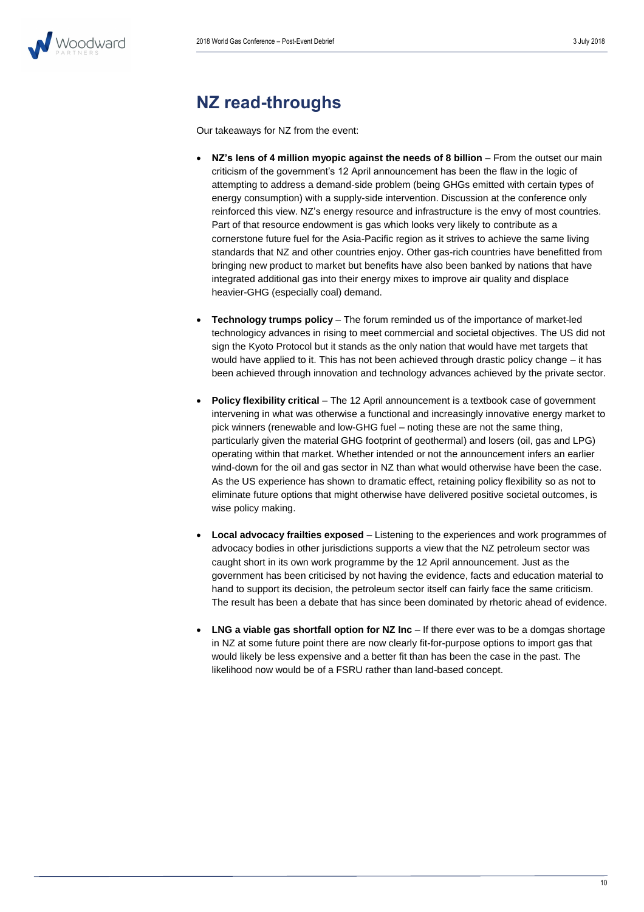## NZ read-throughs

Our takeaways for NZ from the event:

- **NZ's lens of 4 million myopic against the needs of 8 billion** – From the outset our main criticism of the government's 12 April announcement has been the flaw in the logic of attempting to address a demand-side problem (being GHGs emitted with certain types of energy consumption) with a supply-side intervention. Discussion at the conference only reinforced this view. NZ's energy resource and infrastructure is the envy of most countries. Part of that resource endowment is gas which looks very likely to contribute as a cornerstone future fuel for the Asia-Pacific region as it strives to achieve the same living standards that NZ and other countries enjoy. Other gas-rich countries have benefitted from bringing new product to market but benefits have also been banked by nations that have integrated additional gas into their energy mixes to improve air quality and displace heavier-GHG (especially coal) demand.

- **Technology trumps policy** – The forum reminded us of the importance of market-led technologicy advances in rising to meet commercial and societal objectives. The US did not sign the Kyoto Protocol but it stands as the only nation that would have met targets that would have applied to it. This has not been achieved through drastic policy change – it has been achieved through innovation and technology advances achieved by the private sector.

- **Policy flexibility critical** – The 12 April announcement is a textbook case of government intervening in what was otherwise a functional and increasingly innovative energy market to pick winners (renewable and low-GHG fuel – noting these are not the same thing, particularly given the material GHG footprint of geothermal) and losers (oil, gas and LPG) operating within that market. Whether intended or not the announcement infers an earlier wind-down for the oil and gas sector in NZ than what would otherwise have been the case. As the US experience has shown to dramatic effect, retaining policy flexibility so as not to eliminate future options that might otherwise have delivered positive societal outcomes, is wise policy making.

- **Local advocacy frailties exposed** – Listening to the experiences and work programmes of advocacy bodies in other jurisdictions supports a view that the NZ petroleum sector was caught short in its own work programme by the 12 April announcement. Just as the government has been criticised by not having the evidence, facts and education material to hand to support its decision, the petroleum sector itself can fairly face the same criticism. The result has been a debate that has since been dominated by rhetoric ahead of evidence.

- **LNG a viable gas shortfall option for NZ Inc** – If there ever was to be a domgas shortage in NZ at some future point there are now clearly fit-for-purpose options to import gas that would likely be less expensive and a better fit than has been the case in the past. The likelihood now would be of a FSRU rather than land-based concept.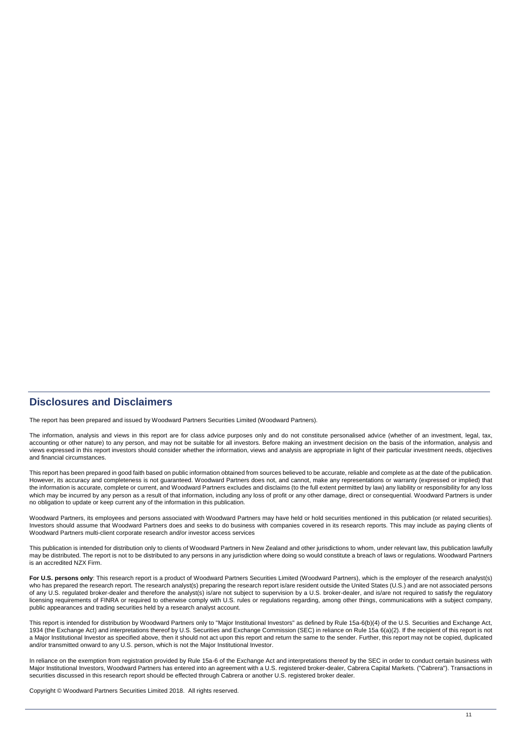## Disclosures and Disclaimers

The report has been prepared and issued by Woodward Partners Securities Limited (Woodward Partners).

The information, analysis and views in this report are for class advice purposes only and do not constitute personalised advice (whether of an investment, legal, tax, accounting or other nature) to any person, and may not be suitable for all investors. Before making an investment decision on the basis of the information, analysis and views expressed in this report investors should consider whether the information, views and analysis are appropriate in light of their particular investment needs, objectives and financial circumstances.

This report has been prepared in good faith based on public information obtained from sources believed to be accurate, reliable and complete as at the date of the publication. However, its accuracy and completeness is not guaranteed. Woodward Partners does not, and cannot, make any representations or warranty (expressed or implied) that the information is accurate, complete or current, and Woodward Partners excludes and disclaims (to the full extent permitted by law) any liability or responsibility for any loss which may be incurred by any person as a result of that information, including any loss of profit or any other damage, direct or consequential. Woodward Partners is under no obligation to update or keep current any of the information in this publication.

Woodward Partners, its employees and persons associated with Woodward Partners may have held or hold securities mentioned in this publication (or related securities). Investors should assume that Woodward Partners does and seeks to do business with companies covered in its research reports. This may include as paying clients of Woodward Partners multi-client corporate research and/or investor access services

This publication is intended for distribution only to clients of Woodward Partners in New Zealand and other jurisdictions to whom, under relevant law, this publication lawfully may be distributed. The report is not to be distributed to any persons in any jurisdiction where doing so would constitute a breach of laws or regulations. Woodward Partners is an accredited NZX Firm.

**For U.S. persons only**: This research report is a product of Woodward Partners Securities Limited (Woodward Partners), which is the employer of the research analyst(s) who has prepared the research report. The research analyst(s) preparing the research report is/are resident outside the United States (U.S.) and are not associated persons of any U.S. regulated broker-dealer and therefore the analyst(s) is/are not subject to supervision by a U.S. broker-dealer, and is/are not required to satisfy the regulatory licensing requirements of FINRA or required to otherwise comply with U.S. rules or regulations regarding, among other things, communications with a subject company, public appearances and trading securities held by a research analyst account.

This report is intended for distribution by Woodward Partners only to "Major Institutional Investors" as defined by Rule 15a-6(b)(4) of the U.S. Securities and Exchange Act, 1934 (the Exchange Act) and interpretations thereof by U.S. Securities and Exchange Commission (SEC) in reliance on Rule 15a 6(a)(2). If the recipient of this report is not a Major Institutional Investor as specified above, then it should not act upon this report and return the same to the sender. Further, this report may not be copied, duplicated and/or transmitted onward to any U.S. person, which is not the Major Institutional Investor.

In reliance on the exemption from registration provided by Rule 15a-6 of the Exchange Act and interpretations thereof by the SEC in order to conduct certain business with Major Institutional Investors, Woodward Partners has entered into an agreement with a U.S. registered broker-dealer, Cabrera Capital Markets. ("Cabrera"). Transactions in securities discussed in this research report should be effected through Cabrera or another U.S. registered broker dealer.

Copyright © Woodward Partners Securities Limited 2018. All rights reserved.